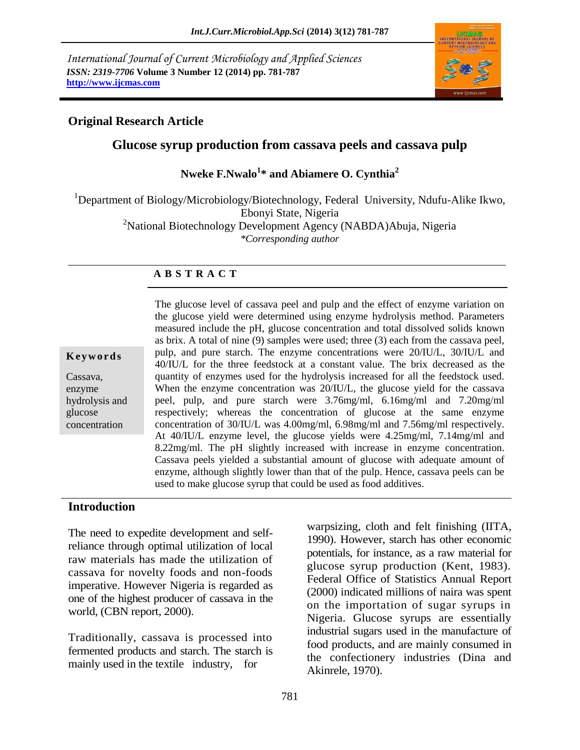International Journal of Current Microbiology and Applied Sciences
*ISSN: 2319-7706* **Volume 3 Number 12 (2014) pp. 781-787**
**http://www.ijcmas.com**

**Original Research Article**

# Glucose syrup production from cassava peels and cassava pulp

**Nweke F.Nwalo[1]* and Abiamere O. Cynthia[2]**

[1]Department of Biology/Microbiology/Biotechnology, Federal University, Ndufu-Alike Ikwo, Ebonyi State, Nigeria
[2]National Biotechnology Development Agency (NABDA)Abuja, Nigeria
*\*Corresponding author*

## A B S T R A C T

**Keywords**

Cassava, enzyme hydrolysis and glucose concentration

The glucose level of cassava peel and pulp and the effect of enzyme variation on the glucose yield were determined using enzyme hydrolysis method. Parameters measured include the pH, glucose concentration and total dissolved solids known as brix. A total of nine (9) samples were used; three (3) each from the cassava peel, pulp, and pure starch. The enzyme concentrations were 20/IU/L, 30/IU/L and 40/IU/L for the three feedstock at a constant value. The brix decreased as the quantity of enzymes used for the hydrolysis increased for all the feedstock used. When the enzyme concentration was 20/IU/L, the glucose yield for the cassava peel, pulp, and pure starch were 3.76mg/ml, 6.16mg/ml and 7.20mg/ml respectively; whereas the concentration of glucose at the same enzyme concentration of 30/IU/L was 4.00mg/ml, 6.98mg/ml and 7.56mg/ml respectively. At 40/IU/L enzyme level, the glucose yields were 4.25mg/ml, 7.14mg/ml and 8.22mg/ml. The pH slightly increased with increase in enzyme concentration. Cassava peels yielded a substantial amount of glucose with adequate amount of enzyme, although slightly lower than that of the pulp. Hence, cassava peels can be used to make glucose syrup that could be used as food additives.

## Introduction

The need to expedite development and self-reliance through optimal utilization of local raw materials has made the utilization of cassava for novelty foods and non-foods imperative. However Nigeria is regarded as one of the highest producer of cassava in the world, (CBN report, 2000).

Traditionally, cassava is processed into fermented products and starch. The starch is mainly used in the textile industry, for warpsizing, cloth and felt finishing (IITA, 1990). However, starch has other economic potentials, for instance, as a raw material for glucose syrup production (Kent, 1983). Federal Office of Statistics Annual Report (2000) indicated millions of naira was spent on the importation of sugar syrups in Nigeria. Glucose syrups are essentially industrial sugars used in the manufacture of food products, and are mainly consumed in the confectionery industries (Dina and Akinrele, 1970).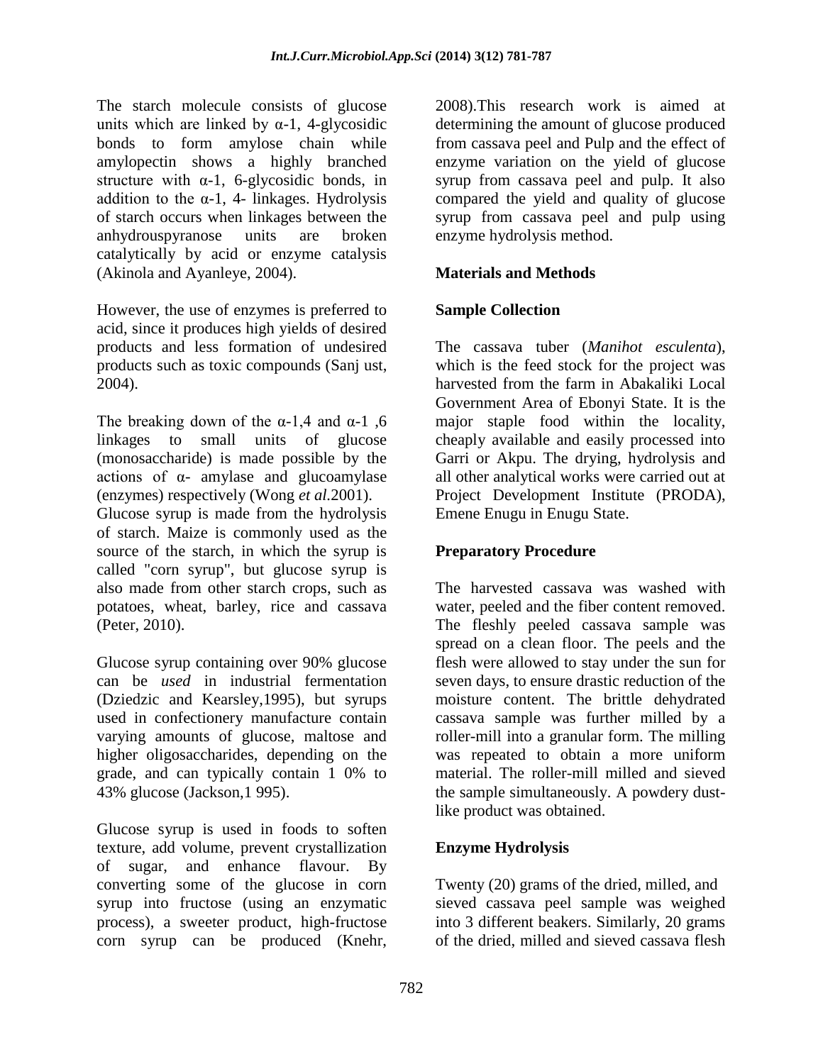The starch molecule consists of glucose units which are linked by α-1, 4-glycosidic bonds to form amylose chain while amylopectin shows a highly branched structure with α-1, 6-glycosidic bonds, in addition to the α-1, 4- linkages. Hydrolysis of starch occurs when linkages between the anhydrouspyranose units are broken catalytically by acid or enzyme catalysis (Akinola and Ayanleye, 2004).

However, the use of enzymes is preferred to acid, since it produces high yields of desired products and less formation of undesired products such as toxic compounds (Sanj ust, 2004).

The breaking down of the α-1,4 and α-1 ,6 linkages to small units of glucose (monosaccharide) is made possible by the actions of α- amylase and glucoamylase (enzymes) respectively (Wong *et al.*2001).

Glucose syrup is made from the hydrolysis of starch. Maize is commonly used as the source of the starch, in which the syrup is called "corn syrup", but glucose syrup is also made from other starch crops, such as potatoes, wheat, barley, rice and cassava (Peter, 2010).

Glucose syrup containing over 90% glucose can be *used* in industrial fermentation (Dziedzic and Kearsley,1995), but syrups used in confectionery manufacture contain varying amounts of glucose, maltose and higher oligosaccharides, depending on the grade, and can typically contain 1 0% to 43% glucose (Jackson,1 995).

Glucose syrup is used in foods to soften texture, add volume, prevent crystallization of sugar, and enhance flavour. By converting some of the glucose in corn syrup into fructose (using an enzymatic process), a sweeter product, high-fructose corn syrup can be produced (Knehr, 2008).This research work is aimed at determining the amount of glucose produced from cassava peel and Pulp and the effect of enzyme variation on the yield of glucose syrup from cassava peel and pulp. It also compared the yield and quality of glucose syrup from cassava peel and pulp using enzyme hydrolysis method.

## Materials and Methods

### Sample Collection

The cassava tuber (*Manihot esculenta*), which is the feed stock for the project was harvested from the farm in Abakaliki Local Government Area of Ebonyi State. It is the major staple food within the locality, cheaply available and easily processed into Garri or Akpu. The drying, hydrolysis and all other analytical works were carried out at Project Development Institute (PRODA), Emene Enugu in Enugu State.

### Preparatory Procedure

The harvested cassava was washed with water, peeled and the fiber content removed. The fleshly peeled cassava sample was spread on a clean floor. The peels and the flesh were allowed to stay under the sun for seven days, to ensure drastic reduction of the moisture content. The brittle dehydrated cassava sample was further milled by a roller-mill into a granular form. The milling was repeated to obtain a more uniform material. The roller-mill milled and sieved the sample simultaneously. A powdery dust-like product was obtained.

### Enzyme Hydrolysis

Twenty (20) grams of the dried, milled, and sieved cassava peel sample was weighed into 3 different beakers. Similarly, 20 grams of the dried, milled and sieved cassava flesh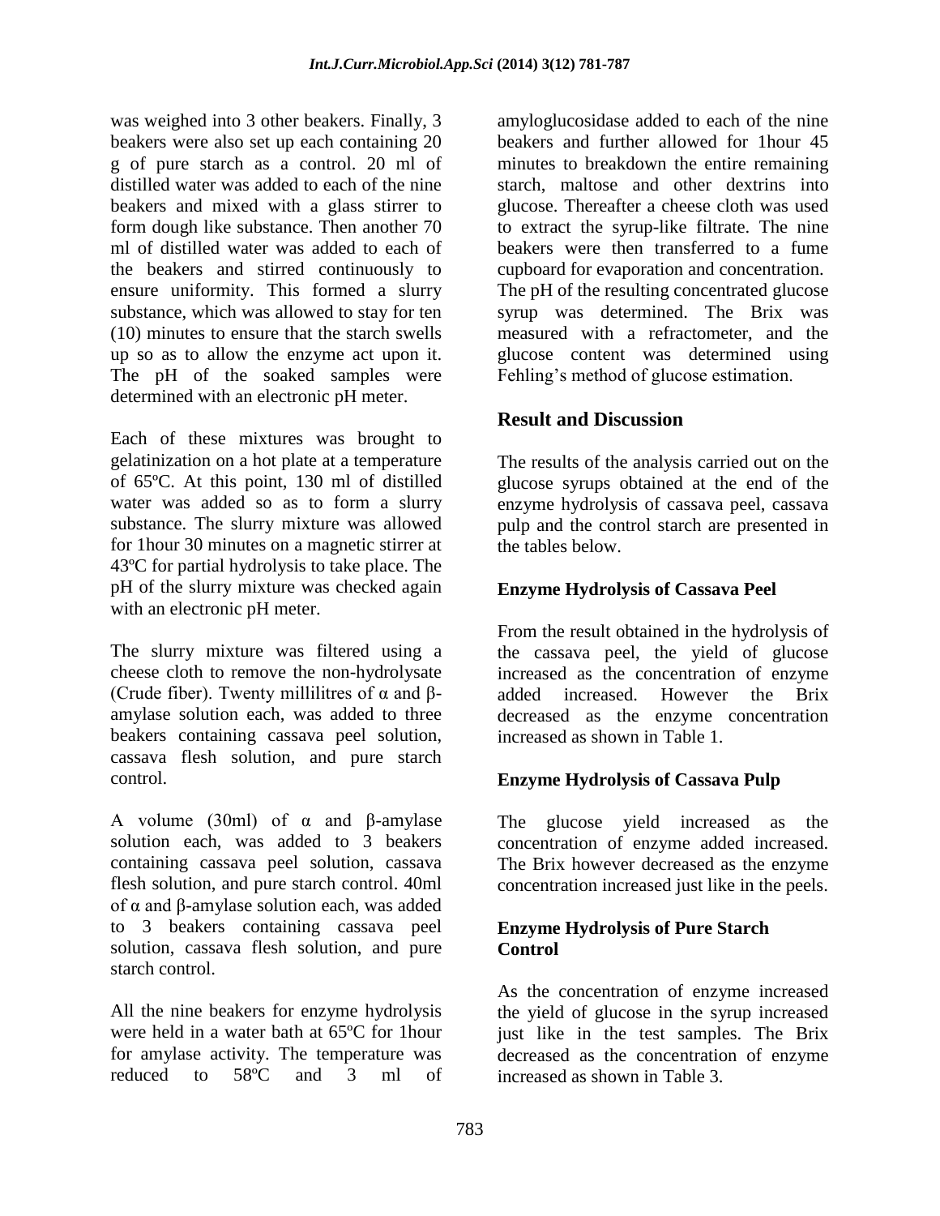was weighed into 3 other beakers. Finally, 3 beakers were also set up each containing 20 g of pure starch as a control. 20 ml of distilled water was added to each of the nine beakers and mixed with a glass stirrer to form dough like substance. Then another 70 ml of distilled water was added to each of the beakers and stirred continuously to ensure uniformity. This formed a slurry substance, which was allowed to stay for ten (10) minutes to ensure that the starch swells up so as to allow the enzyme act upon it. The pH of the soaked samples were determined with an electronic pH meter.

Each of these mixtures was brought to gelatinization on a hot plate at a temperature of 65ºC. At this point, 130 ml of distilled water was added so as to form a slurry substance. The slurry mixture was allowed for 1hour 30 minutes on a magnetic stirrer at 43ºC for partial hydrolysis to take place. The pH of the slurry mixture was checked again with an electronic pH meter.

The slurry mixture was filtered using a cheese cloth to remove the non-hydrolysate (Crude fiber). Twenty millilitres of α and β-amylase solution each, was added to three beakers containing cassava peel solution, cassava flesh solution, and pure starch control.

A volume (30ml) of α and β-amylase solution each, was added to 3 beakers containing cassava peel solution, cassava flesh solution, and pure starch control. 40ml of α and β-amylase solution each, was added to 3 beakers containing cassava peel solution, cassava flesh solution, and pure starch control.

All the nine beakers for enzyme hydrolysis were held in a water bath at 65ºC for 1hour for amylase activity. The temperature was reduced to 58ºC and 3 ml of amyloglucosidase added to each of the nine beakers and further allowed for 1hour 45 minutes to breakdown the entire remaining starch, maltose and other dextrins into glucose. Thereafter a cheese cloth was used to extract the syrup-like filtrate. The nine beakers were then transferred to a fume cupboard for evaporation and concentration. The pH of the resulting concentrated glucose syrup was determined. The Brix was measured with a refractometer, and the glucose content was determined using Fehling's method of glucose estimation.

## Result and Discussion

The results of the analysis carried out on the glucose syrups obtained at the end of the enzyme hydrolysis of cassava peel, cassava pulp and the control starch are presented in the tables below.

### Enzyme Hydrolysis of Cassava Peel

From the result obtained in the hydrolysis of the cassava peel, the yield of glucose increased as the concentration of enzyme added increased. However the Brix decreased as the enzyme concentration increased as shown in Table 1.

### Enzyme Hydrolysis of Cassava Pulp

The glucose yield increased as the concentration of enzyme added increased. The Brix however decreased as the enzyme concentration increased just like in the peels.

### Enzyme Hydrolysis of Pure Starch Control

As the concentration of enzyme increased the yield of glucose in the syrup increased just like in the test samples. The Brix decreased as the concentration of enzyme increased as shown in Table 3.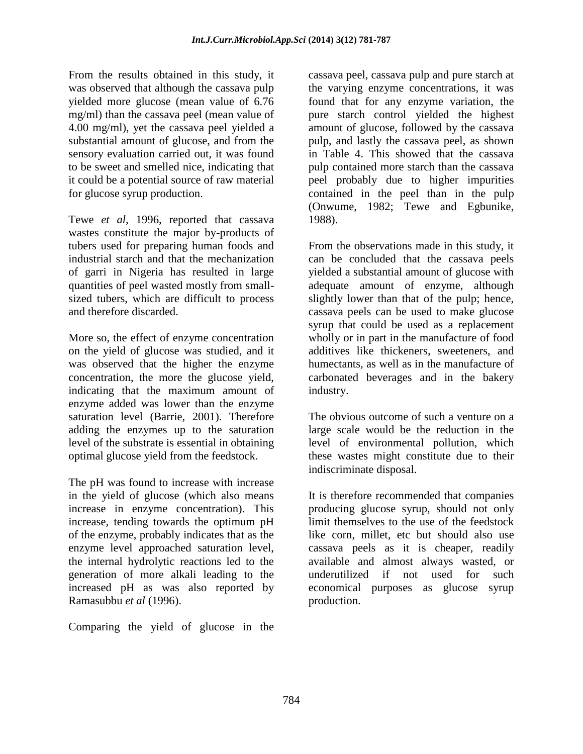From the results obtained in this study, it was observed that although the cassava pulp yielded more glucose (mean value of 6.76 mg/ml) than the cassava peel (mean value of 4.00 mg/ml), yet the cassava peel yielded a substantial amount of glucose, and from the sensory evaluation carried out, it was found to be sweet and smelled nice, indicating that it could be a potential source of raw material for glucose syrup production.

Tewe *et al*, 1996, reported that cassava wastes constitute the major by-products of tubers used for preparing human foods and industrial starch and that the mechanization of garri in Nigeria has resulted in large quantities of peel wasted mostly from small-sized tubers, which are difficult to process and therefore discarded.

More so, the effect of enzyme concentration on the yield of glucose was studied, and it was observed that the higher the enzyme concentration, the more the glucose yield, indicating that the maximum amount of enzyme added was lower than the enzyme saturation level (Barrie, 2001). Therefore adding the enzymes up to the saturation level of the substrate is essential in obtaining optimal glucose yield from the feedstock.

The pH was found to increase with increase in the yield of glucose (which also means increase in enzyme concentration). This increase, tending towards the optimum pH of the enzyme, probably indicates that as the enzyme level approached saturation level, the internal hydrolytic reactions led to the generation of more alkali leading to the increased pH as was also reported by Ramasubbu *et al* (1996).

Comparing the yield of glucose in the cassava peel, cassava pulp and pure starch at the varying enzyme concentrations, it was found that for any enzyme variation, the pure starch control yielded the highest amount of glucose, followed by the cassava pulp, and lastly the cassava peel, as shown in Table 4. This showed that the cassava pulp contained more starch than the cassava peel probably due to higher impurities contained in the peel than in the pulp (Onwume, 1982; Tewe and Egbunike, 1988).

From the observations made in this study, it can be concluded that the cassava peels yielded a substantial amount of glucose with adequate amount of enzyme, although slightly lower than that of the pulp; hence, cassava peels can be used to make glucose syrup that could be used as a replacement wholly or in part in the manufacture of food additives like thickeners, sweeteners, and humectants, as well as in the manufacture of carbonated beverages and in the bakery industry.

The obvious outcome of such a venture on a large scale would be the reduction in the level of environmental pollution, which these wastes might constitute due to their indiscriminate disposal.

It is therefore recommended that companies producing glucose syrup, should not only limit themselves to the use of the feedstock like corn, millet, etc but should also use cassava peels as it is cheaper, readily available and almost always wasted, or underutilized if not used for such economical purposes as glucose syrup production.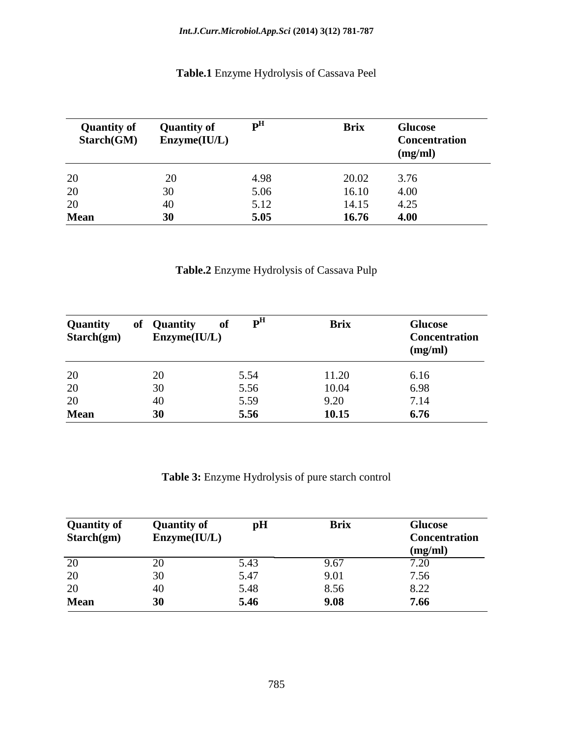**Table.1** Enzyme Hydrolysis of Cassava Peel

| Quantity of Starch(GM) | Quantity of Enzyme(IU/L) | $P^H$ | Brix | Glucose Concentration (mg/ml) |
|---|---|---|---|---|
| 20 | 20 | 4.98 | 20.02 | 3.76 |
| 20 | 30 | 5.06 | 16.10 | 4.00 |
| 20 | 40 | 5.12 | 14.15 | 4.25 |
| **Mean** | **30** | **5.05** | **16.76** | **4.00** |

**Table.2** Enzyme Hydrolysis of Cassava Pulp

| Quantity of Starch(gm) | Quantity of Enzyme(IU/L) | $P^H$ | Brix | Glucose Concentration (mg/ml) |
|---|---|---|---|---|
| 20 | 20 | 5.54 | 11.20 | 6.16 |
| 20 | 30 | 5.56 | 10.04 | 6.98 |
| 20 | 40 | 5.59 | 9.20 | 7.14 |
| **Mean** | **30** | **5.56** | **10.15** | **6.76** |

**Table 3:** Enzyme Hydrolysis of pure starch control

| Quantity of Starch(gm) | Quantity of Enzyme(IU/L) | pH | Brix | Glucose Concentration (mg/ml) |
|---|---|---|---|---|
| 20 | 20 | 5.43 | 9.67 | 7.20 |
| 20 | 30 | 5.47 | 9.01 | 7.56 |
| 20 | 40 | 5.48 | 8.56 | 8.22 |
| **Mean** | **30** | **5.46** | **9.08** | **7.66** |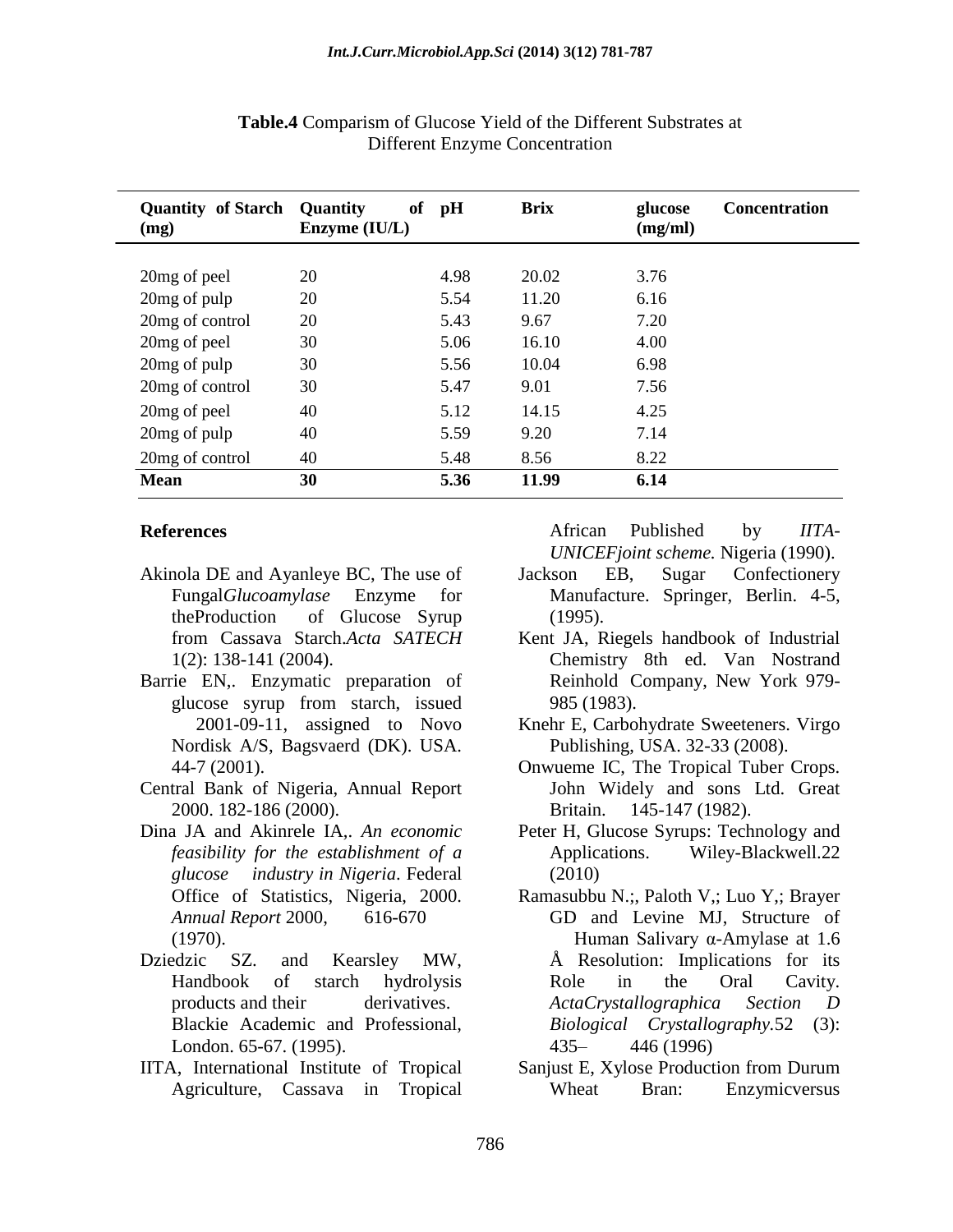**Table.4** Comparism of Glucose Yield of the Different Substrates at Different Enzyme Concentration

| Quantity of Starch (mg) | Quantity of Enzyme (IU/L) | pH | Brix | glucose Concentration (mg/ml) |
|---|---|---|---|---|
| 20mg of peel | 20 | 4.98 | 20.02 | 3.76 |
| 20mg of pulp | 20 | 5.54 | 11.20 | 6.16 |
| 20mg of control | 20 | 5.43 | 9.67 | 7.20 |
| 20mg of peel | 30 | 5.06 | 16.10 | 4.00 |
| 20mg of pulp | 30 | 5.56 | 10.04 | 6.98 |
| 20mg of control | 30 | 5.47 | 9.01 | 7.56 |
| 20mg of peel | 40 | 5.12 | 14.15 | 4.25 |
| 20mg of pulp | 40 | 5.59 | 9.20 | 7.14 |
| 20mg of control | 40 | 5.48 | 8.56 | 8.22 |
| **Mean** | **30** | **5.36** | **11.99** | **6.14** |

## References

- Akinola DE and Ayanleye BC, The use of Fungal*Glucoamylase* Enzyme for theProduction of Glucose Syrup from Cassava Starch.*Acta SATECH* 1(2): 138-141 (2004).
- Barrie EN,. Enzymatic preparation of glucose syrup from starch, issued 2001-09-11, assigned to Novo Nordisk A/S, Bagsvaerd (DK). USA. 44-7 (2001).
- Central Bank of Nigeria, Annual Report 2000. 182-186 (2000).
- Dina JA and Akinrele IA,. *An economic feasibility for the establishment of a glucose industry in Nigeria*. Federal Office of Statistics, Nigeria, 2000. *Annual Report* 2000, 616-670 (1970).
- Dziedzic SZ. and Kearsley MW, Handbook of starch hydrolysis products and their derivatives. Blackie Academic and Professional, London. 65-67. (1995).
- IITA, International Institute of Tropical Agriculture, Cassava in Tropical African Published by *IITA-UNICEFjoint scheme.* Nigeria (1990).
- Jackson EB, Sugar Confectionery Manufacture. Springer, Berlin. 4-5, (1995).
- Kent JA, Riegels handbook of Industrial Chemistry 8th ed. Van Nostrand Reinhold Company, New York 979-985 (1983).
- Knehr E, Carbohydrate Sweeteners. Virgo Publishing, USA. 32-33 (2008).
- Onwueme IC, The Tropical Tuber Crops. John Widely and sons Ltd. Great Britain. 145-147 (1982).
- Peter H, Glucose Syrups: Technology and Applications. Wiley-Blackwell.22 (2010)
- Ramasubbu N.;, Paloth V,; Luo Y,; Brayer GD and Levine MJ, Structure of Human Salivary α-Amylase at 1.6 Å Resolution: Implications for its Role in the Oral Cavity. *ActaCrystallographica Section D Biological Crystallography.*52 (3): 435– 446 (1996)
- Sanjust E, Xylose Production from Durum Wheat Bran: Enzymicversus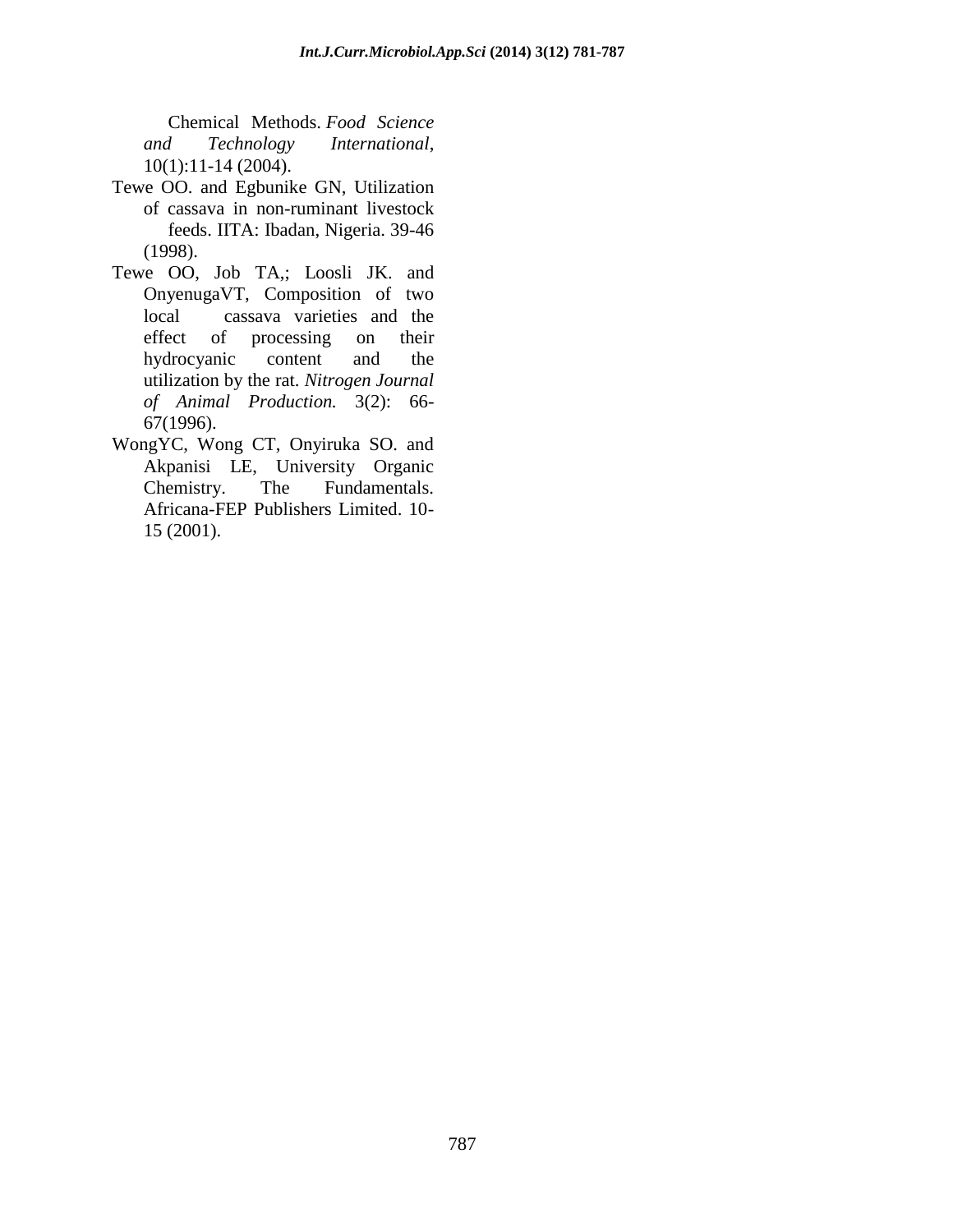Chemical Methods. *Food Science and Technology International*, 10(1):11-14 (2004).

Tewe OO. and Egbunike GN, Utilization of cassava in non-ruminant livestock feeds. IITA: Ibadan, Nigeria. 39-46 (1998).

Tewe OO, Job TA,; Loosli JK. and OnyenugaVT, Composition of two local cassava varieties and the effect of processing on their hydrocyanic content and the utilization by the rat. *Nitrogen Journal of Animal Production.* 3(2): 66-67(1996).

WongYC, Wong CT, Onyiruka SO. and Akpanisi LE, University Organic Chemistry. The Fundamentals. Africana-FEP Publishers Limited. 10-15 (2001).